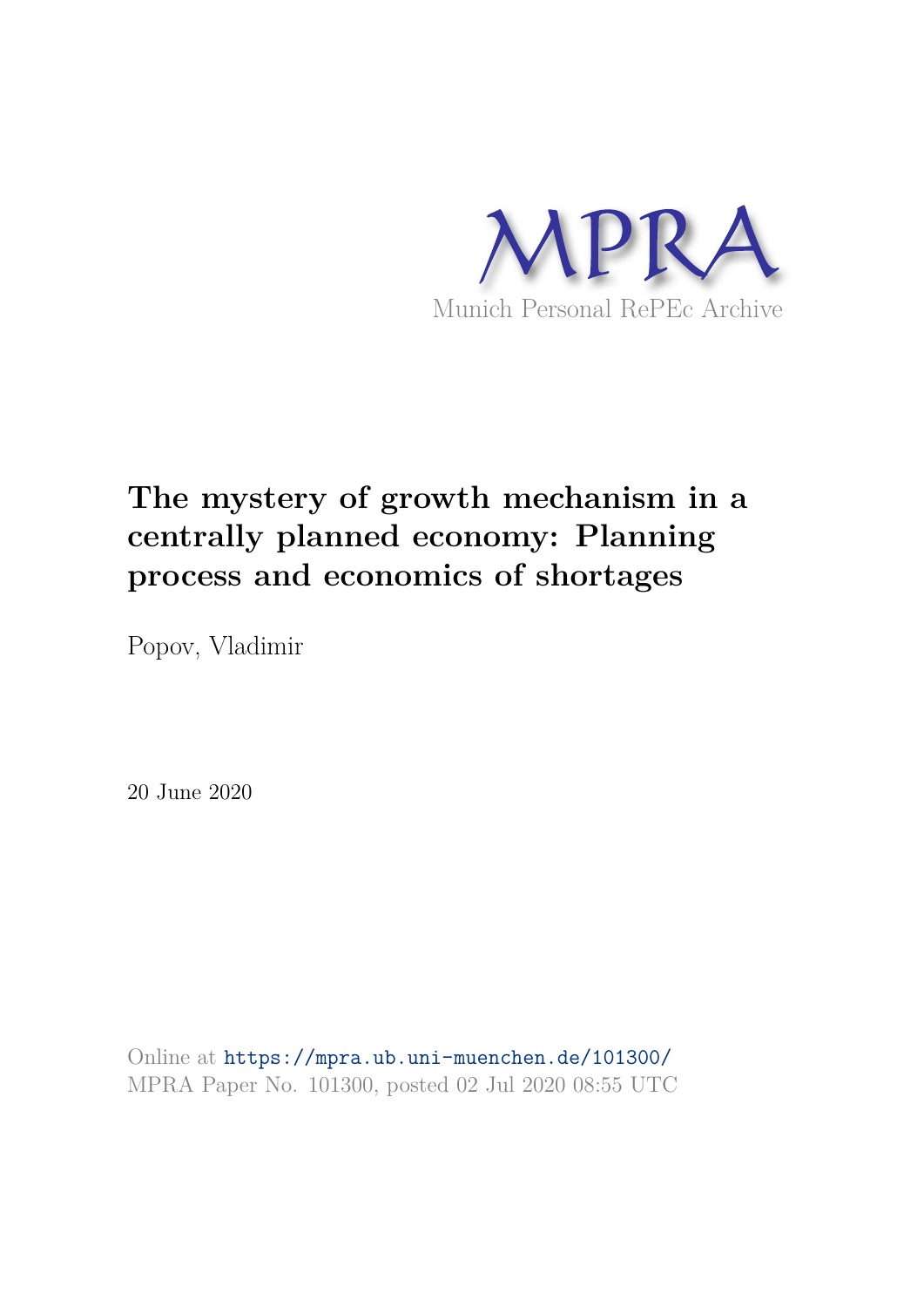MPRA

Munich Personal RePEc Archive

# The mystery of growth mechanism in a centrally planned economy: Planning process and economics of shortages

Popov, Vladimir

20 June 2020

Online at https://mpra.ub.uni-muenchen.de/101300/
MPRA Paper No. 101300, posted 02 Jul 2020 08:55 UTC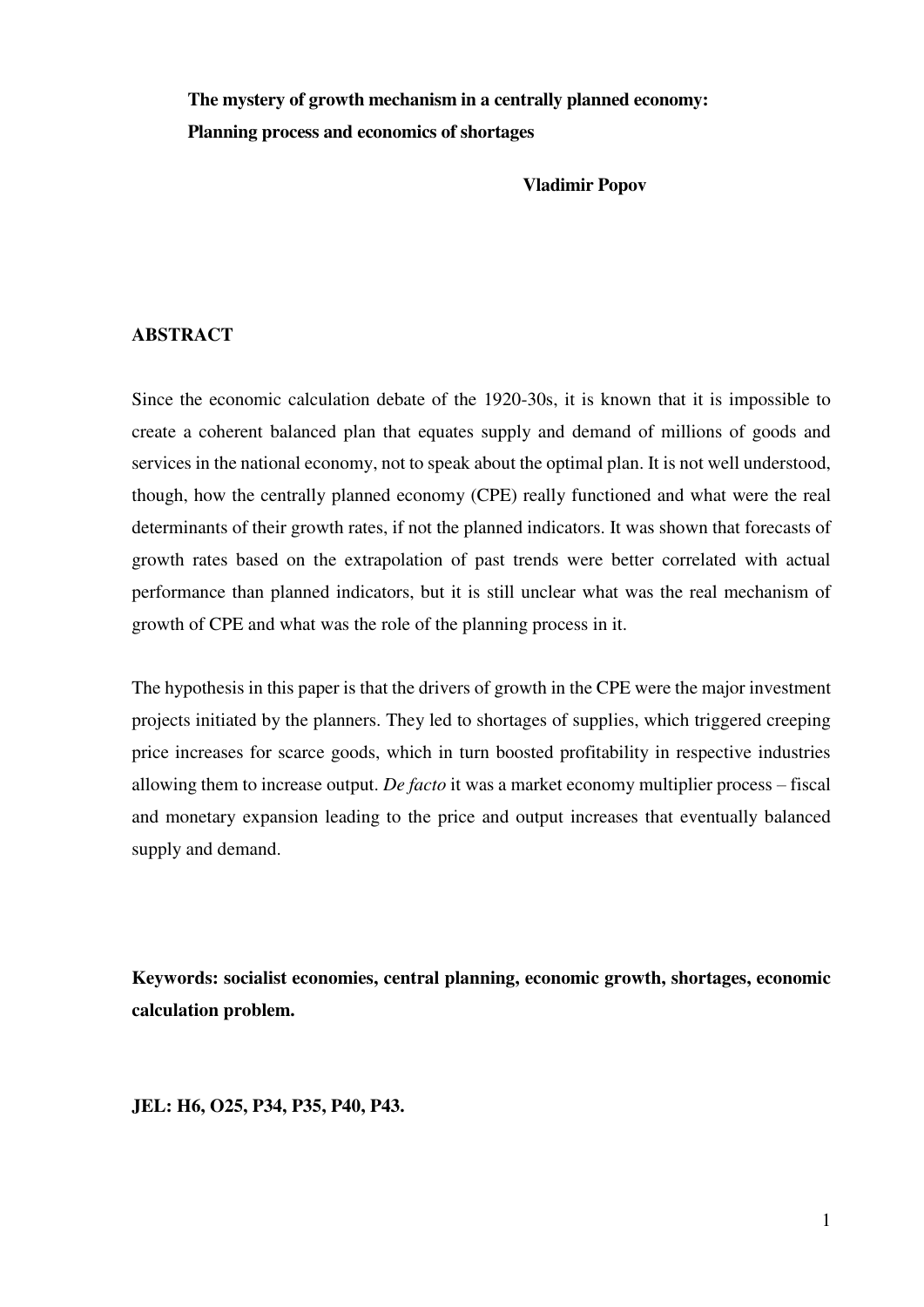**The mystery of growth mechanism in a centrally planned economy: Planning process and economics of shortages**

**Vladimir Popov**

## ABSTRACT

Since the economic calculation debate of the 1920-30s, it is known that it is impossible to create a coherent balanced plan that equates supply and demand of millions of goods and services in the national economy, not to speak about the optimal plan. It is not well understood, though, how the centrally planned economy (CPE) really functioned and what were the real determinants of their growth rates, if not the planned indicators. It was shown that forecasts of growth rates based on the extrapolation of past trends were better correlated with actual performance than planned indicators, but it is still unclear what was the real mechanism of growth of CPE and what was the role of the planning process in it.

The hypothesis in this paper is that the drivers of growth in the CPE were the major investment projects initiated by the planners. They led to shortages of supplies, which triggered creeping price increases for scarce goods, which in turn boosted profitability in respective industries allowing them to increase output. *De facto* it was a market economy multiplier process – fiscal and monetary expansion leading to the price and output increases that eventually balanced supply and demand.

**Keywords: socialist economies, central planning, economic growth, shortages, economic calculation problem.**

**JEL: H6, O25, P34, P35, P40, P43.**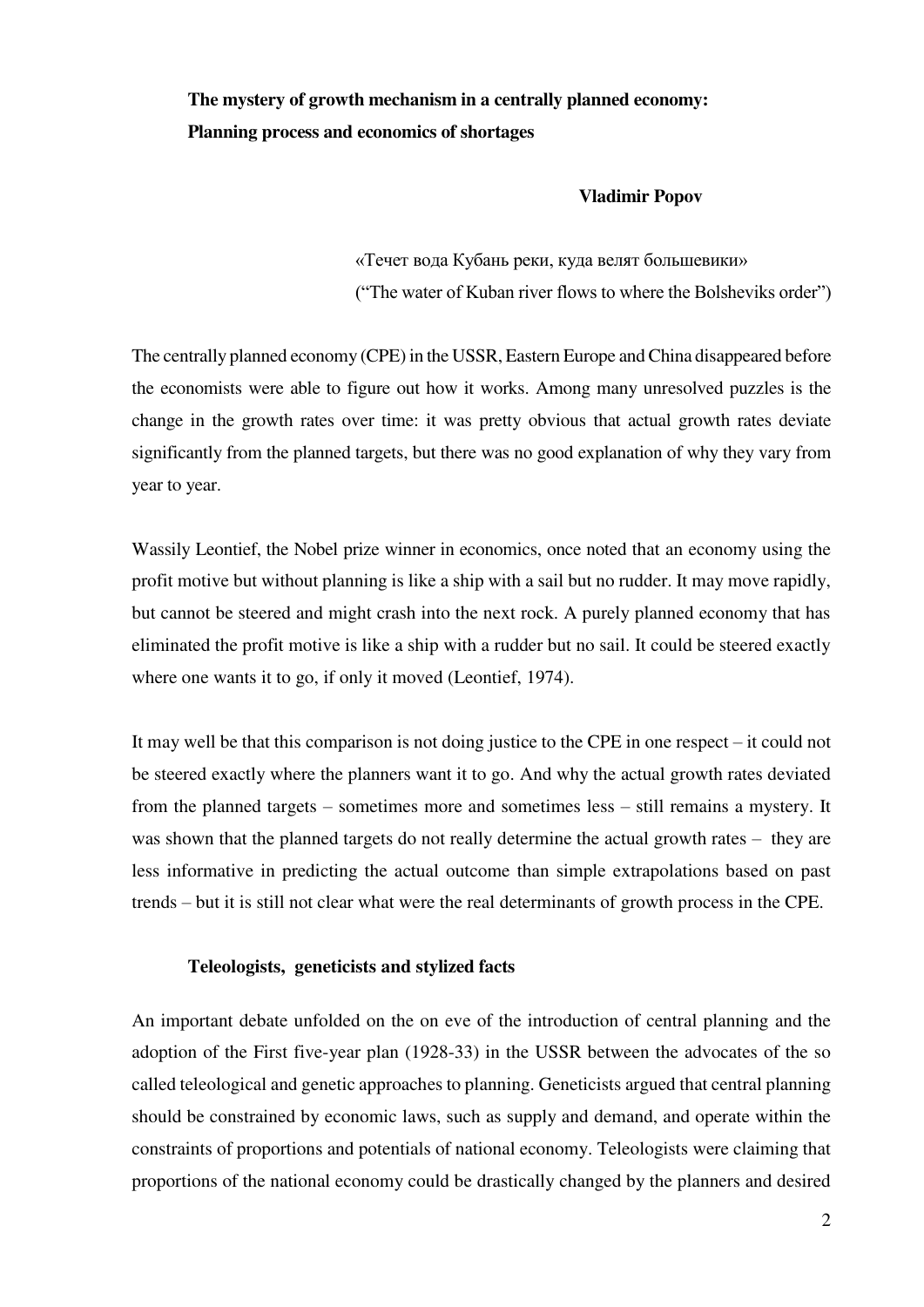**The mystery of growth mechanism in a centrally planned economy: Planning process and economics of shortages**

**Vladimir Popov**

«Течет вода Кубань реки, куда велят большевики»
("The water of Kuban river flows to where the Bolsheviks order")

The centrally planned economy (CPE) in the USSR, Eastern Europe and China disappeared before the economists were able to figure out how it works. Among many unresolved puzzles is the change in the growth rates over time: it was pretty obvious that actual growth rates deviate significantly from the planned targets, but there was no good explanation of why they vary from year to year.

Wassily Leontief, the Nobel prize winner in economics, once noted that an economy using the profit motive but without planning is like a ship with a sail but no rudder. It may move rapidly, but cannot be steered and might crash into the next rock. A purely planned economy that has eliminated the profit motive is like a ship with a rudder but no sail. It could be steered exactly where one wants it to go, if only it moved (Leontief, 1974).

It may well be that this comparison is not doing justice to the CPE in one respect – it could not be steered exactly where the planners want it to go. And why the actual growth rates deviated from the planned targets – sometimes more and sometimes less – still remains a mystery. It was shown that the planned targets do not really determine the actual growth rates – they are less informative in predicting the actual outcome than simple extrapolations based on past trends – but it is still not clear what were the real determinants of growth process in the CPE.

**Teleologists, geneticists and stylized facts**

An important debate unfolded on the on eve of the introduction of central planning and the adoption of the First five-year plan (1928-33) in the USSR between the advocates of the so called teleological and genetic approaches to planning. Geneticists argued that central planning should be constrained by economic laws, such as supply and demand, and operate within the constraints of proportions and potentials of national economy. Teleologists were claiming that proportions of the national economy could be drastically changed by the planners and desired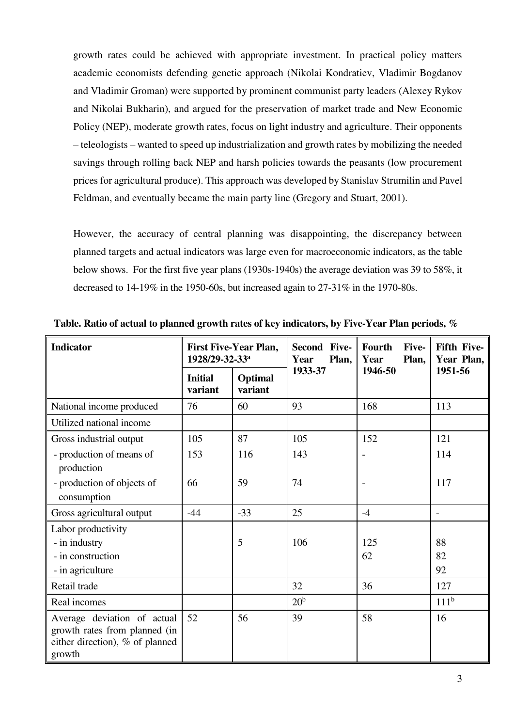growth rates could be achieved with appropriate investment. In practical policy matters academic economists defending genetic approach (Nikolai Kondratiev, Vladimir Bogdanov and Vladimir Groman) were supported by prominent communist party leaders (Alexey Rykov and Nikolai Bukharin), and argued for the preservation of market trade and New Economic Policy (NEP), moderate growth rates, focus on light industry and agriculture. Their opponents – teleologists – wanted to speed up industrialization and growth rates by mobilizing the needed savings through rolling back NEP and harsh policies towards the peasants (low procurement prices for agricultural produce). This approach was developed by Stanislav Strumilin and Pavel Feldman, and eventually became the main party line (Gregory and Stuart, 2001).

However, the accuracy of central planning was disappointing, the discrepancy between planned targets and actual indicators was large even for macroeconomic indicators, as the table below shows. For the first five year plans (1930s-1940s) the average deviation was 39 to 58%, it decreased to 14-19% in the 1950-60s, but increased again to 27-31% in the 1970-80s.

**Table. Ratio of actual to planned growth rates of key indicators, by Five-Year Plan periods, %**

| Indicator | First Five-Year Plan, 1928/29-32-33[a] | | Second Five-Year Plan, 1933-37 | Fourth Five-Year Plan, 1946-50 | Fifth Five-Year Plan, 1951-56 |
|---|---|---|---|---|---|
| | Initial variant | Optimal variant | | | |
| National income produced | 76 | 60 | 93 | 168 | 113 |
| Utilized national income | | | | | |
| Gross industrial output | 105 | 87 | 105 | 152 | 121 |
| - production of means of production | 153 | 116 | 143 | - | 114 |
| - production of objects of consumption | 66 | 59 | 74 | - | 117 |
| Gross agricultural output | -44 | -33 | 25 | -4 | - |
| Labor productivity | | | | | |
| - in industry | | 5 | 106 | 125 | 88 |
| - in construction | | | | 62 | 82 |
| - in agriculture | | | | | 92 |
| Retail trade | | | 32 | 36 | 127 |
| Real incomes | | | 20[b] | | 111[b] |
| Average deviation of actual growth rates from planned (in either direction), % of planned growth | 52 | 56 | 39 | 58 | 16 |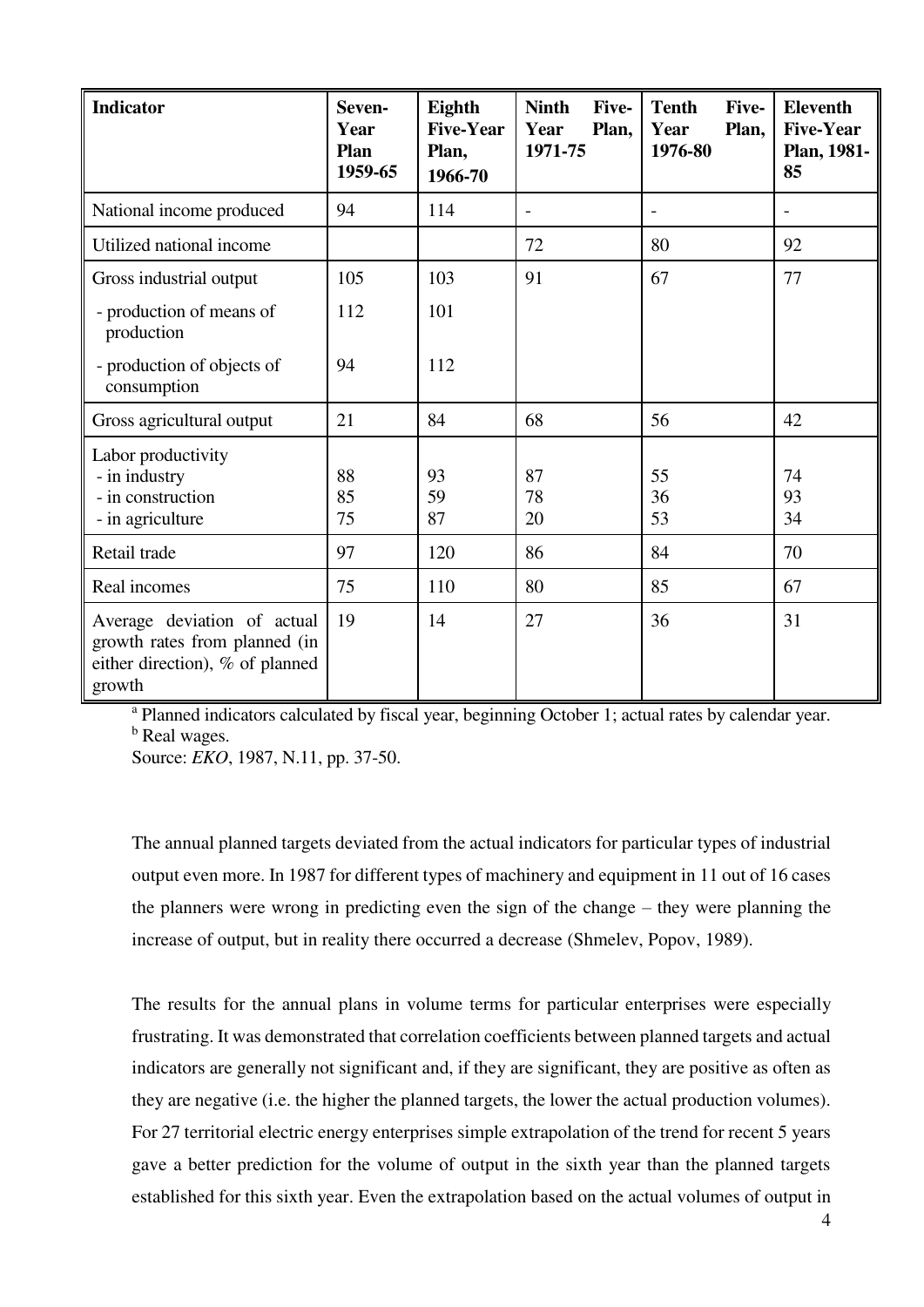| Indicator | Seven-Year Plan 1959-65 | Eighth Five-Year Plan, 1966-70 | Ninth Five-Year Plan, 1971-75 | Tenth Five-Year Plan, 1976-80 | Eleventh Five-Year Plan, 1981-85 |
|---|---|---|---|---|---|
| National income produced | 94 | 114 | - | - | - |
| Utilized national income | | | 72 | 80 | 92 |
| Gross industrial output | 105 | 103 | 91 | 67 | 77 |
| - production of means of production | 112 | 101 | | | |
| - production of objects of consumption | 94 | 112 | | | |
| Gross agricultural output | 21 | 84 | 68 | 56 | 42 |
| Labor productivity | | | | | |
| - in industry | 88 | 93 | 87 | 55 | 74 |
| - in construction | 85 | 59 | 78 | 36 | 93 |
| - in agriculture | 75 | 87 | 20 | 53 | 34 |
| Retail trade | 97 | 120 | 86 | 84 | 70 |
| Real incomes | 75 | 110 | 80 | 85 | 67 |
| Average deviation of actual growth rates from planned (in either direction), % of planned growth | 19 | 14 | 27 | 36 | 31 |

[a] Planned indicators calculated by fiscal year, beginning October 1; actual rates by calendar year.
[b] Real wages.
Source: *EKO*, 1987, N.11, pp. 37-50.

The annual planned targets deviated from the actual indicators for particular types of industrial output even more. In 1987 for different types of machinery and equipment in 11 out of 16 cases the planners were wrong in predicting even the sign of the change – they were planning the increase of output, but in reality there occurred a decrease (Shmelev, Popov, 1989).

The results for the annual plans in volume terms for particular enterprises were especially frustrating. It was demonstrated that correlation coefficients between planned targets and actual indicators are generally not significant and, if they are significant, they are positive as often as they are negative (i.e. the higher the planned targets, the lower the actual production volumes). For 27 territorial electric energy enterprises simple extrapolation of the trend for recent 5 years gave a better prediction for the volume of output in the sixth year than the planned targets established for this sixth year. Even the extrapolation based on the actual volumes of output in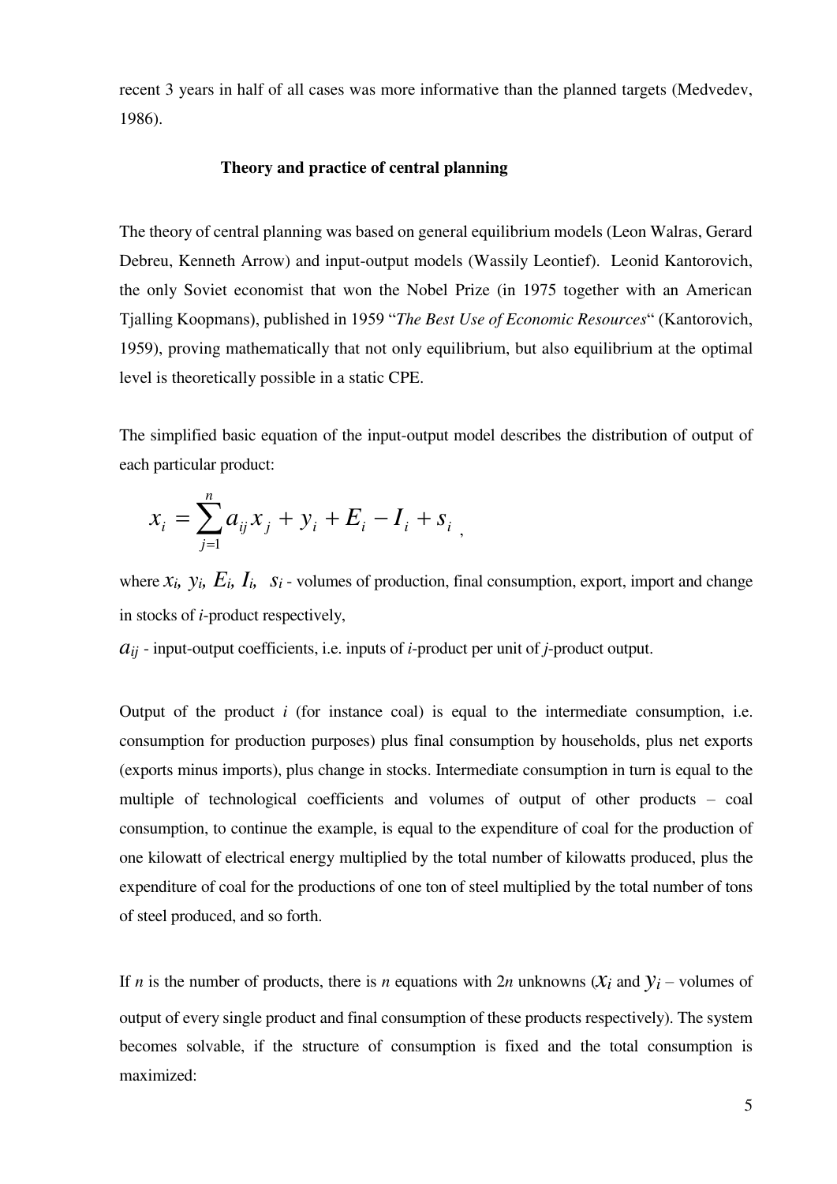recent 3 years in half of all cases was more informative than the planned targets (Medvedev, 1986).

## Theory and practice of central planning

The theory of central planning was based on general equilibrium models (Leon Walras, Gerard Debreu, Kenneth Arrow) and input-output models (Wassily Leontief). Leonid Kantorovich, the only Soviet economist that won the Nobel Prize (in 1975 together with an American Tjalling Koopmans), published in 1959 "*The Best Use of Economic Resources*" (Kantorovich, 1959), proving mathematically that not only equilibrium, but also equilibrium at the optimal level is theoretically possible in a static CPE.

The simplified basic equation of the input-output model describes the distribution of output of each particular product:

$$x_i = \sum_{j=1}^{n} a_{ij} x_j + y_i + E_i - I_i + s_i ,$$

where $x_i$, $y_i$, $E_i$, $I_i$, $s_i$ - volumes of production, final consumption, export, import and change in stocks of *i*-product respectively,

$a_{ij}$ - input-output coefficients, i.e. inputs of *i*-product per unit of *j*-product output.

Output of the product *i* (for instance coal) is equal to the intermediate consumption, i.e. consumption for production purposes) plus final consumption by households, plus net exports (exports minus imports), plus change in stocks. Intermediate consumption in turn is equal to the multiple of technological coefficients and volumes of output of other products – coal consumption, to continue the example, is equal to the expenditure of coal for the production of one kilowatt of electrical energy multiplied by the total number of kilowatts produced, plus the expenditure of coal for the productions of one ton of steel multiplied by the total number of tons of steel produced, and so forth.

If *n* is the number of products, there is *n* equations with 2*n* unknowns ($x_i$ and $y_i$ – volumes of output of every single product and final consumption of these products respectively). The system becomes solvable, if the structure of consumption is fixed and the total consumption is maximized: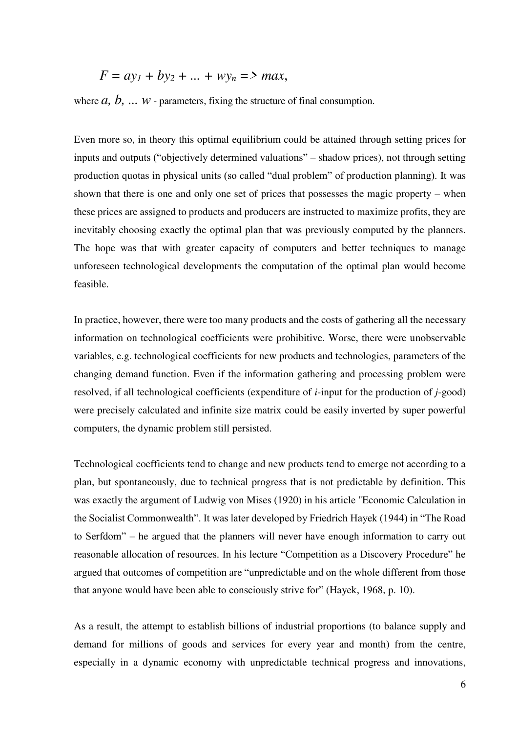$$F = ay_1 + by_2 + ... + wy_n => max,$$

where $a, b, ... w$ - parameters, fixing the structure of final consumption.

Even more so, in theory this optimal equilibrium could be attained through setting prices for inputs and outputs ("objectively determined valuations" – shadow prices), not through setting production quotas in physical units (so called "dual problem" of production planning). It was shown that there is one and only one set of prices that possesses the magic property – when these prices are assigned to products and producers are instructed to maximize profits, they are inevitably choosing exactly the optimal plan that was previously computed by the planners. The hope was that with greater capacity of computers and better techniques to manage unforeseen technological developments the computation of the optimal plan would become feasible.

In practice, however, there were too many products and the costs of gathering all the necessary information on technological coefficients were prohibitive. Worse, there were unobservable variables, e.g. technological coefficients for new products and technologies, parameters of the changing demand function. Even if the information gathering and processing problem were resolved, if all technological coefficients (expenditure of *i*-input for the production of *j*-good) were precisely calculated and infinite size matrix could be easily inverted by super powerful computers, the dynamic problem still persisted.

Technological coefficients tend to change and new products tend to emerge not according to a plan, but spontaneously, due to technical progress that is not predictable by definition. This was exactly the argument of Ludwig von Mises (1920) in his article "Economic Calculation in the Socialist Commonwealth". It was later developed by Friedrich Hayek (1944) in "The Road to Serfdom" – he argued that the planners will never have enough information to carry out reasonable allocation of resources. In his lecture "Competition as a Discovery Procedure" he argued that outcomes of competition are "unpredictable and on the whole different from those that anyone would have been able to consciously strive for" (Hayek, 1968, p. 10).

As a result, the attempt to establish billions of industrial proportions (to balance supply and demand for millions of goods and services for every year and month) from the centre, especially in a dynamic economy with unpredictable technical progress and innovations,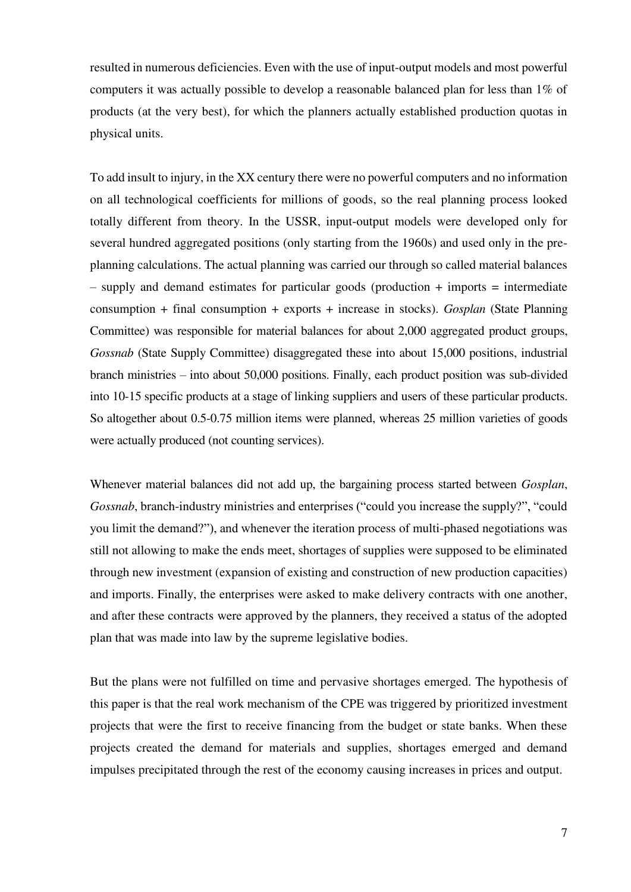resulted in numerous deficiencies. Even with the use of input-output models and most powerful computers it was actually possible to develop a reasonable balanced plan for less than 1% of products (at the very best), for which the planners actually established production quotas in physical units.

To add insult to injury, in the XX century there were no powerful computers and no information on all technological coefficients for millions of goods, so the real planning process looked totally different from theory. In the USSR, input-output models were developed only for several hundred aggregated positions (only starting from the 1960s) and used only in the pre-planning calculations. The actual planning was carried our through so called material balances – supply and demand estimates for particular goods (production + imports = intermediate consumption + final consumption + exports + increase in stocks). *Gosplan* (State Planning Committee) was responsible for material balances for about 2,000 aggregated product groups, *Gossnab* (State Supply Committee) disaggregated these into about 15,000 positions, industrial branch ministries – into about 50,000 positions. Finally, each product position was sub-divided into 10-15 specific products at a stage of linking suppliers and users of these particular products. So altogether about 0.5-0.75 million items were planned, whereas 25 million varieties of goods were actually produced (not counting services).

Whenever material balances did not add up, the bargaining process started between *Gosplan*, *Gossnab*, branch-industry ministries and enterprises ("could you increase the supply?", "could you limit the demand?"), and whenever the iteration process of multi-phased negotiations was still not allowing to make the ends meet, shortages of supplies were supposed to be eliminated through new investment (expansion of existing and construction of new production capacities) and imports. Finally, the enterprises were asked to make delivery contracts with one another, and after these contracts were approved by the planners, they received a status of the adopted plan that was made into law by the supreme legislative bodies.

But the plans were not fulfilled on time and pervasive shortages emerged. The hypothesis of this paper is that the real work mechanism of the CPE was triggered by prioritized investment projects that were the first to receive financing from the budget or state banks. When these projects created the demand for materials and supplies, shortages emerged and demand impulses precipitated through the rest of the economy causing increases in prices and output.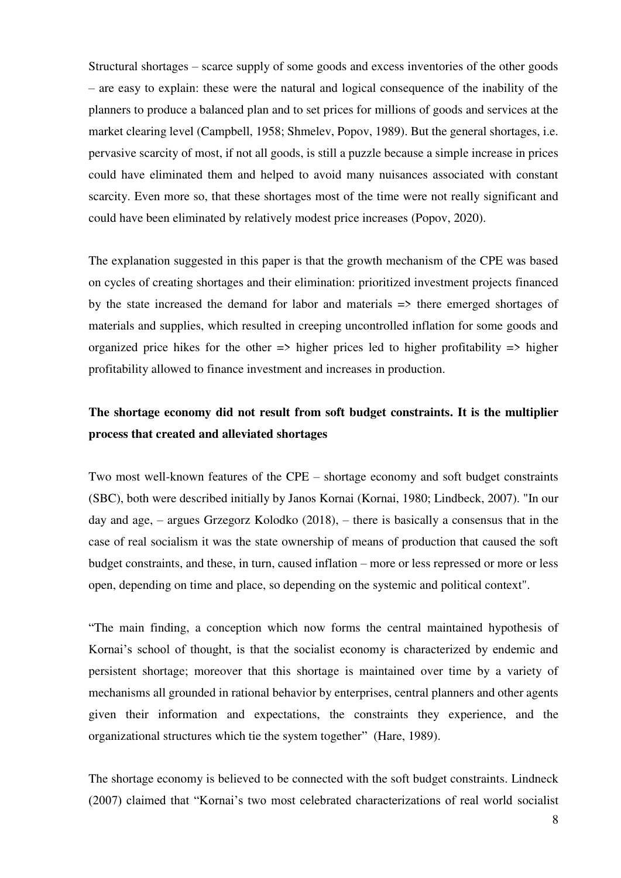Structural shortages – scarce supply of some goods and excess inventories of the other goods – are easy to explain: these were the natural and logical consequence of the inability of the planners to produce a balanced plan and to set prices for millions of goods and services at the market clearing level (Campbell, 1958; Shmelev, Popov, 1989). But the general shortages, i.e. pervasive scarcity of most, if not all goods, is still a puzzle because a simple increase in prices could have eliminated them and helped to avoid many nuisances associated with constant scarcity. Even more so, that these shortages most of the time were not really significant and could have been eliminated by relatively modest price increases (Popov, 2020).

The explanation suggested in this paper is that the growth mechanism of the CPE was based on cycles of creating shortages and their elimination: prioritized investment projects financed by the state increased the demand for labor and materials => there emerged shortages of materials and supplies, which resulted in creeping uncontrolled inflation for some goods and organized price hikes for the other => higher prices led to higher profitability => higher profitability allowed to finance investment and increases in production.

**The shortage economy did not result from soft budget constraints. It is the multiplier process that created and alleviated shortages**

Two most well-known features of the CPE – shortage economy and soft budget constraints (SBC), both were described initially by Janos Kornai (Kornai, 1980; Lindbeck, 2007). "In our day and age, – argues Grzegorz Kolodko (2018), – there is basically a consensus that in the case of real socialism it was the state ownership of means of production that caused the soft budget constraints, and these, in turn, caused inflation – more or less repressed or more or less open, depending on time and place, so depending on the systemic and political context".

"The main finding, a conception which now forms the central maintained hypothesis of Kornai's school of thought, is that the socialist economy is characterized by endemic and persistent shortage; moreover that this shortage is maintained over time by a variety of mechanisms all grounded in rational behavior by enterprises, central planners and other agents given their information and expectations, the constraints they experience, and the organizational structures which tie the system together" (Hare, 1989).

The shortage economy is believed to be connected with the soft budget constraints. Lindneck (2007) claimed that "Kornai's two most celebrated characterizations of real world socialist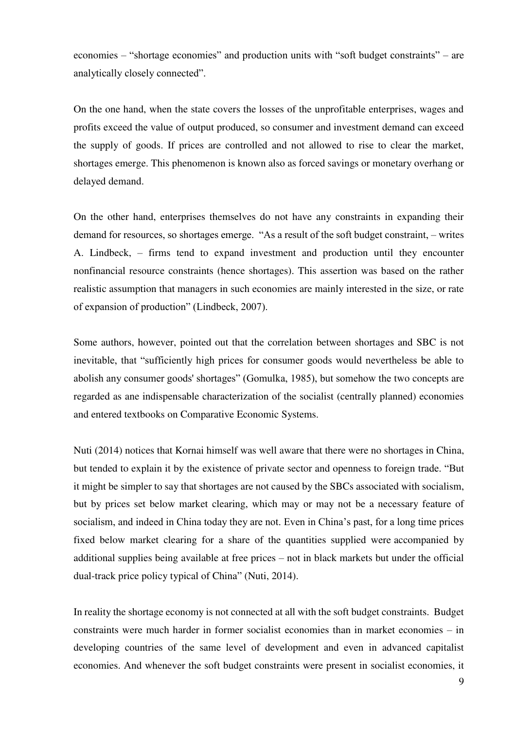economies – “shortage economies” and production units with “soft budget constraints” – are analytically closely connected”.

On the one hand, when the state covers the losses of the unprofitable enterprises, wages and profits exceed the value of output produced, so consumer and investment demand can exceed the supply of goods. If prices are controlled and not allowed to rise to clear the market, shortages emerge. This phenomenon is known also as forced savings or monetary overhang or delayed demand.

On the other hand, enterprises themselves do not have any constraints in expanding their demand for resources, so shortages emerge. “As a result of the soft budget constraint, – writes A. Lindbeck, – firms tend to expand investment and production until they encounter nonfinancial resource constraints (hence shortages). This assertion was based on the rather realistic assumption that managers in such economies are mainly interested in the size, or rate of expansion of production” (Lindbeck, 2007).

Some authors, however, pointed out that the correlation between shortages and SBC is not inevitable, that “sufficiently high prices for consumer goods would nevertheless be able to abolish any consumer goods' shortages” (Gomulka, 1985), but somehow the two concepts are regarded as ane indispensable characterization of the socialist (centrally planned) economies and entered textbooks on Comparative Economic Systems.

Nuti (2014) notices that Kornai himself was well aware that there were no shortages in China, but tended to explain it by the existence of private sector and openness to foreign trade. “But it might be simpler to say that shortages are not caused by the SBCs associated with socialism, but by prices set below market clearing, which may or may not be a necessary feature of socialism, and indeed in China today they are not. Even in China’s past, for a long time prices fixed below market clearing for a share of the quantities supplied were accompanied by additional supplies being available at free prices – not in black markets but under the official dual-track price policy typical of China” (Nuti, 2014).

In reality the shortage economy is not connected at all with the soft budget constraints. Budget constraints were much harder in former socialist economies than in market economies – in developing countries of the same level of development and even in advanced capitalist economies. And whenever the soft budget constraints were present in socialist economies, it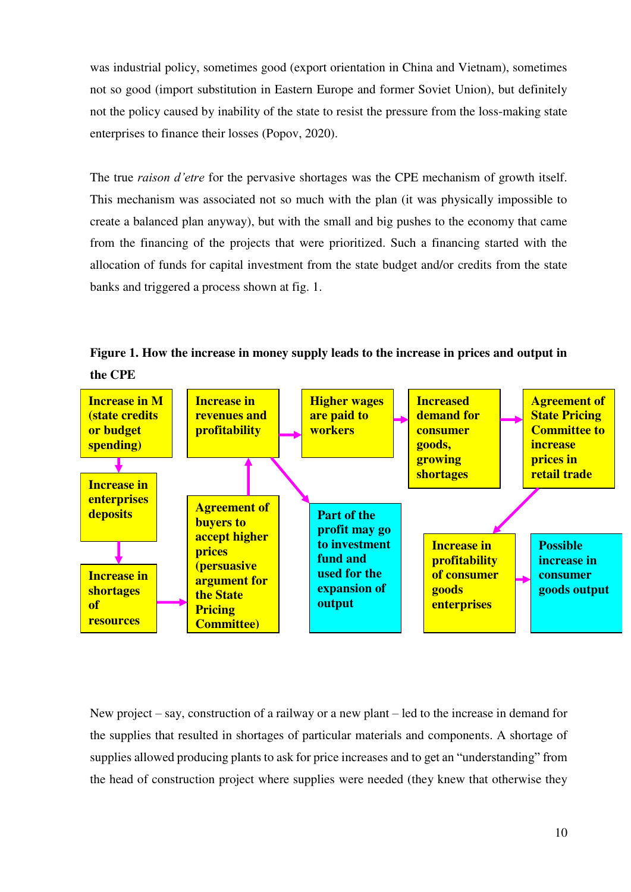was industrial policy, sometimes good (export orientation in China and Vietnam), sometimes not so good (import substitution in Eastern Europe and former Soviet Union), but definitely not the policy caused by inability of the state to resist the pressure from the loss-making state enterprises to finance their losses (Popov, 2020).

The true *raison d'etre* for the pervasive shortages was the CPE mechanism of growth itself. This mechanism was associated not so much with the plan (it was physically impossible to create a balanced plan anyway), but with the small and big pushes to the economy that came from the financing of the projects that were prioritized. Such a financing started with the allocation of funds for capital investment from the state budget and/or credits from the state banks and triggered a process shown at fig. 1.

**Figure 1. How the increase in money supply leads to the increase in prices and output in the CPE**

Increase in M (state credits or budget spending) → Increase in enterprises deposits → Increase in shortages of resources → Agreement of buyers to accept higher prices (persuasive argument for the State Pricing Committee) → Increase in revenues and profitability → Higher wages are paid to workers → Increased demand for consumer goods, growing shortages → Agreement of State Pricing Committee to increase prices in retail trade → Increase in profitability of consumer goods enterprises → Possible increase in consumer goods output

Increase in revenues and profitability → Part of the profit may go to investment fund and used for the expansion of output

New project – say, construction of a railway or a new plant – led to the increase in demand for the supplies that resulted in shortages of particular materials and components. A shortage of supplies allowed producing plants to ask for price increases and to get an "understanding" from the head of construction project where supplies were needed (they knew that otherwise they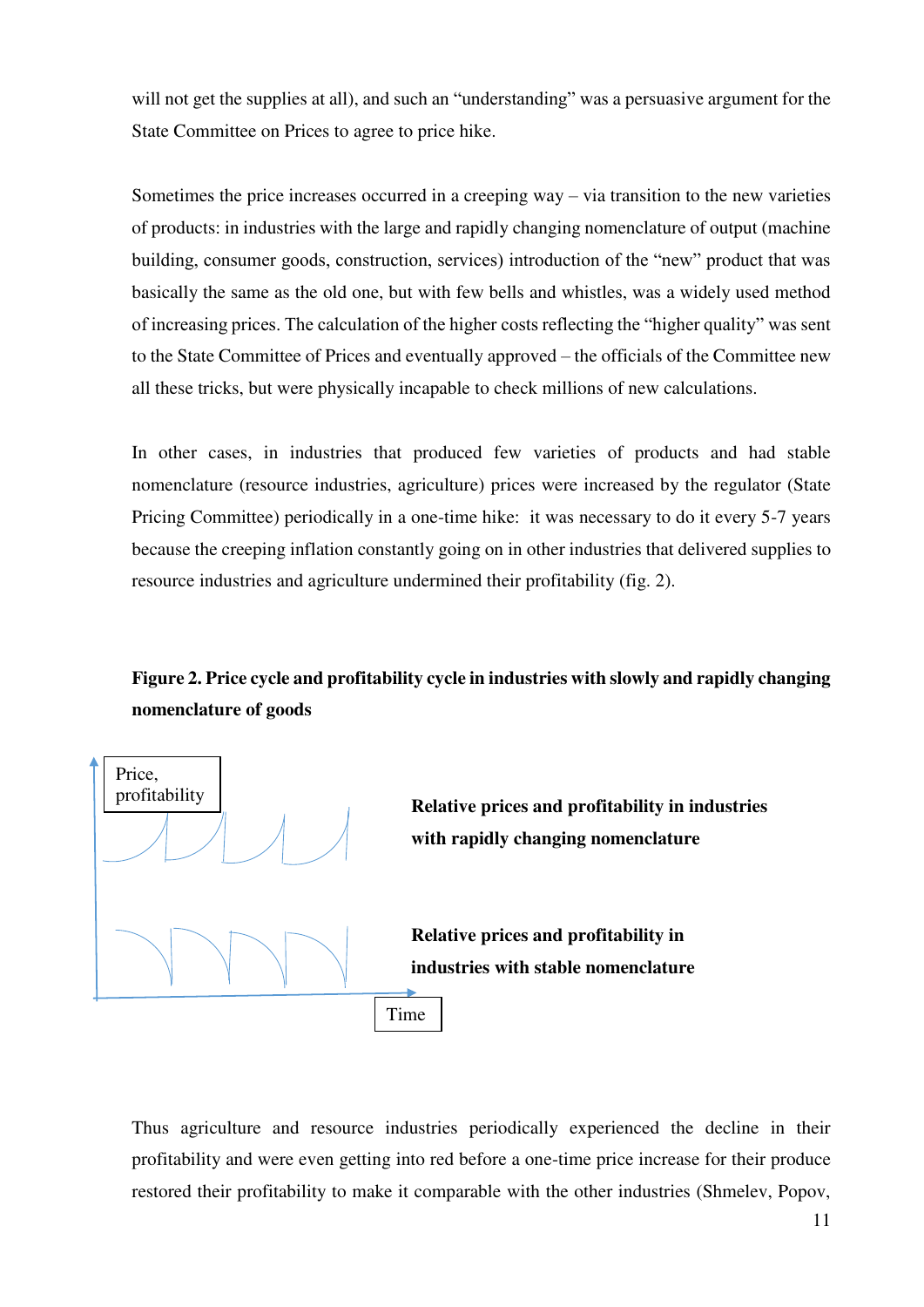will not get the supplies at all), and such an "understanding" was a persuasive argument for the State Committee on Prices to agree to price hike.

Sometimes the price increases occurred in a creeping way – via transition to the new varieties of products: in industries with the large and rapidly changing nomenclature of output (machine building, consumer goods, construction, services) introduction of the "new" product that was basically the same as the old one, but with few bells and whistles, was a widely used method of increasing prices. The calculation of the higher costs reflecting the "higher quality" was sent to the State Committee of Prices and eventually approved – the officials of the Committee new all these tricks, but were physically incapable to check millions of new calculations.

In other cases, in industries that produced few varieties of products and had stable nomenclature (resource industries, agriculture) prices were increased by the regulator (State Pricing Committee) periodically in a one-time hike: it was necessary to do it every 5-7 years because the creeping inflation constantly going on in other industries that delivered supplies to resource industries and agriculture undermined their profitability (fig. 2).

**Figure 2. Price cycle and profitability cycle in industries with slowly and rapidly changing nomenclature of goods**

Price, profitability

**Relative prices and profitability in industries with rapidly changing nomenclature**

**Relative prices and profitability in industries with stable nomenclature**

Time

Thus agriculture and resource industries periodically experienced the decline in their profitability and were even getting into red before a one-time price increase for their produce restored their profitability to make it comparable with the other industries (Shmelev, Popov,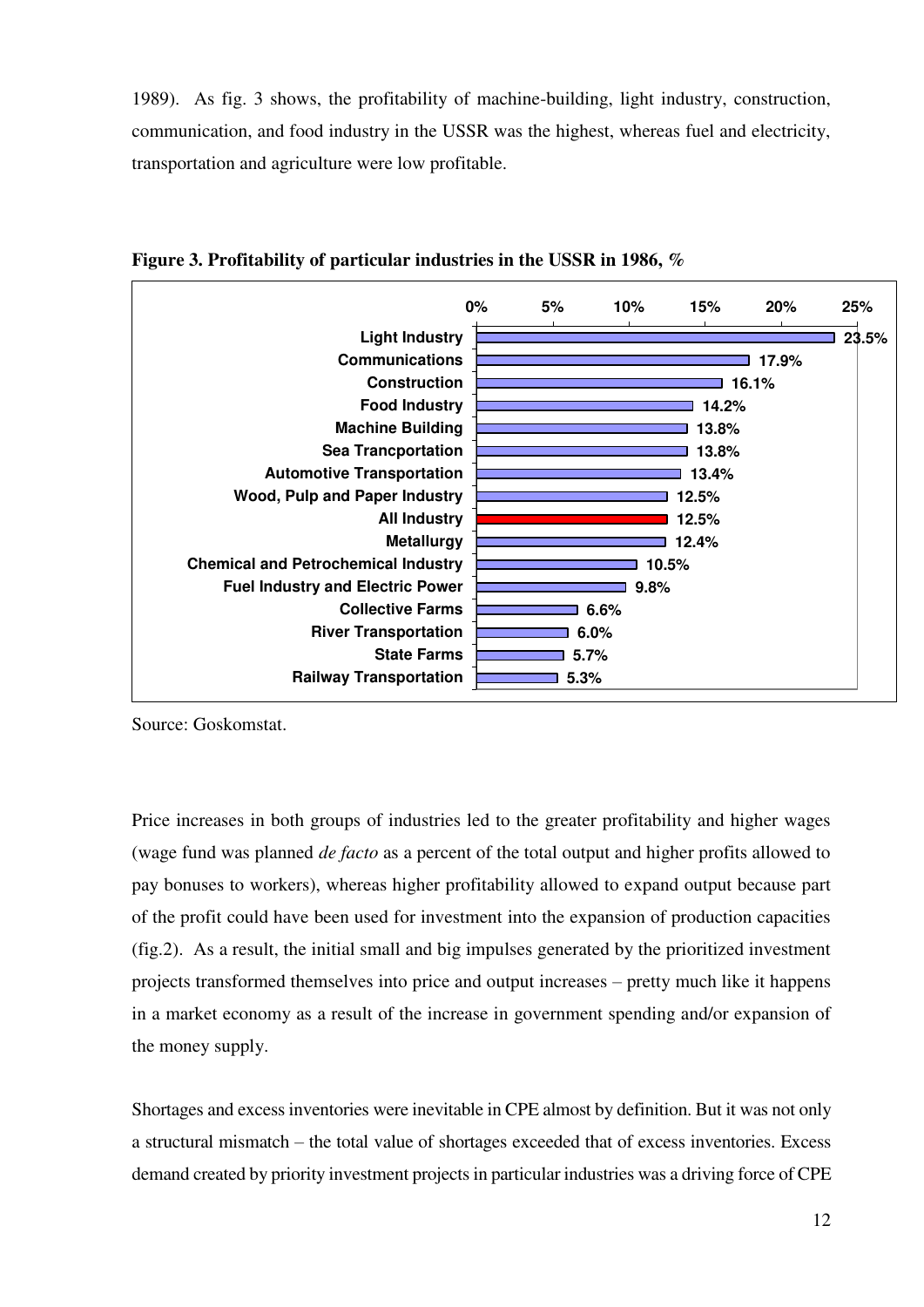1989). As fig. 3 shows, the profitability of machine-building, light industry, construction, communication, and food industry in the USSR was the highest, whereas fuel and electricity, transportation and agriculture were low profitable.

**Figure 3. Profitability of particular industries in the USSR in 1986, %**

| Industry | Profitability |
|---|---|
| Light Industry | 23.5% |
| Communications | 17.9% |
| Construction | 16.1% |
| Food Industry | 14.2% |
| Machine Building | 13.8% |
| Sea Trancportation | 13.8% |
| Automotive Transportation | 13.4% |
| Wood, Pulp and Paper Industry | 12.5% |
| All Industry | 12.5% |
| Metallurgy | 12.4% |
| Chemical and Petrochemical Industry | 10.5% |
| Fuel Industry and Electric Power | 9.8% |
| Collective Farms | 6.6% |
| River Transportation | 6.0% |
| State Farms | 5.7% |
| Railway Transportation | 5.3% |

Source: Goskomstat.

Price increases in both groups of industries led to the greater profitability and higher wages (wage fund was planned *de facto* as a percent of the total output and higher profits allowed to pay bonuses to workers), whereas higher profitability allowed to expand output because part of the profit could have been used for investment into the expansion of production capacities (fig.2). As a result, the initial small and big impulses generated by the prioritized investment projects transformed themselves into price and output increases – pretty much like it happens in a market economy as a result of the increase in government spending and/or expansion of the money supply.

Shortages and excess inventories were inevitable in CPE almost by definition. But it was not only a structural mismatch – the total value of shortages exceeded that of excess inventories. Excess demand created by priority investment projects in particular industries was a driving force of CPE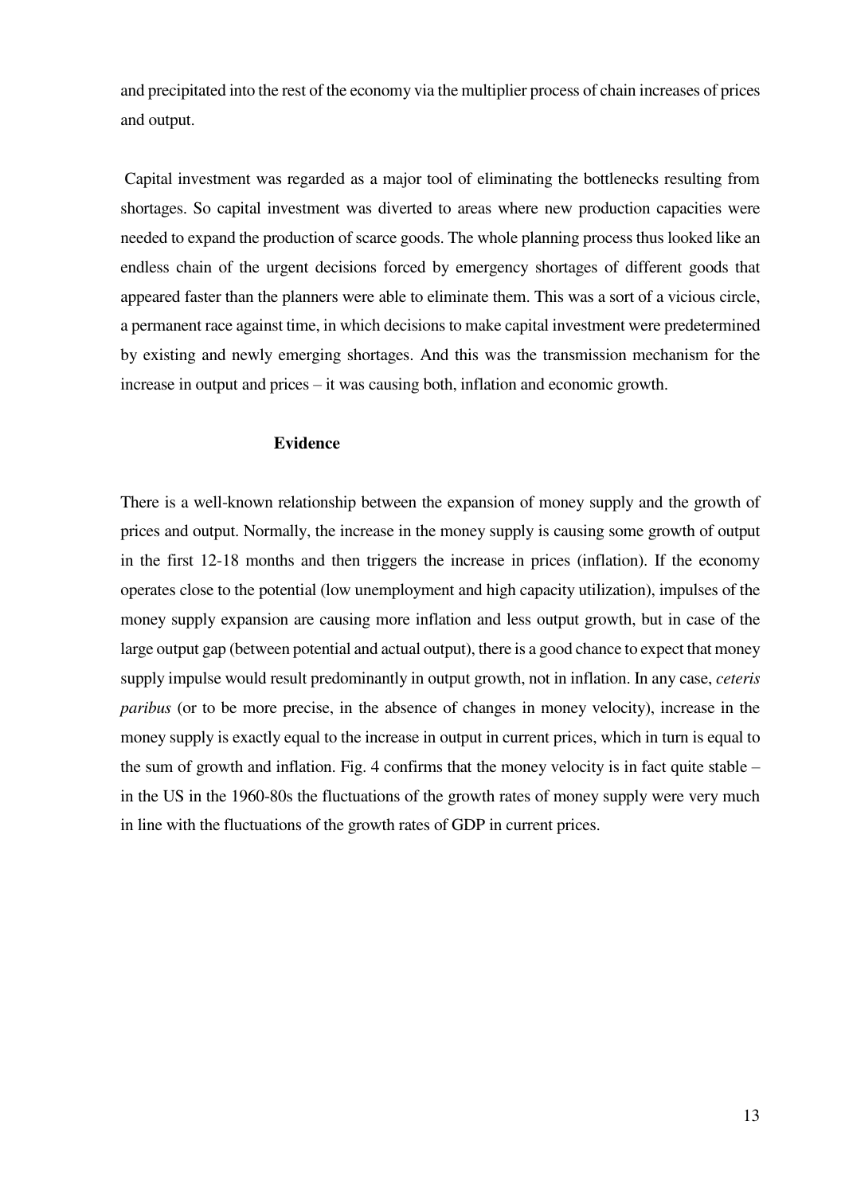and precipitated into the rest of the economy via the multiplier process of chain increases of prices and output.

Capital investment was regarded as a major tool of eliminating the bottlenecks resulting from shortages. So capital investment was diverted to areas where new production capacities were needed to expand the production of scarce goods. The whole planning process thus looked like an endless chain of the urgent decisions forced by emergency shortages of different goods that appeared faster than the planners were able to eliminate them. This was a sort of a vicious circle, a permanent race against time, in which decisions to make capital investment were predetermined by existing and newly emerging shortages. And this was the transmission mechanism for the increase in output and prices – it was causing both, inflation and economic growth.

## Evidence

There is a well-known relationship between the expansion of money supply and the growth of prices and output. Normally, the increase in the money supply is causing some growth of output in the first 12-18 months and then triggers the increase in prices (inflation). If the economy operates close to the potential (low unemployment and high capacity utilization), impulses of the money supply expansion are causing more inflation and less output growth, but in case of the large output gap (between potential and actual output), there is a good chance to expect that money supply impulse would result predominantly in output growth, not in inflation. In any case, *ceteris paribus* (or to be more precise, in the absence of changes in money velocity), increase in the money supply is exactly equal to the increase in output in current prices, which in turn is equal to the sum of growth and inflation. Fig. 4 confirms that the money velocity is in fact quite stable – in the US in the 1960-80s the fluctuations of the growth rates of money supply were very much in line with the fluctuations of the growth rates of GDP in current prices.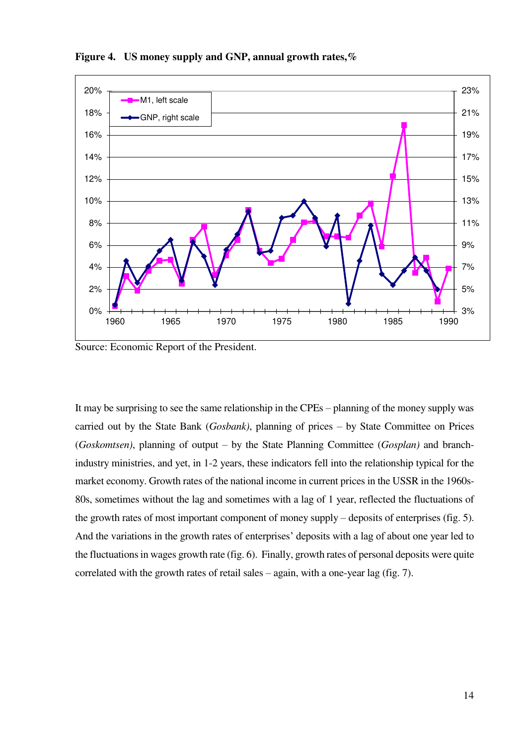**Figure 4. US money supply and GNP, annual growth rates,%**

Source: Economic Report of the President.

It may be surprising to see the same relationship in the CPEs – planning of the money supply was carried out by the State Bank (*Gosbank)*, planning of prices – by State Committee on Prices (*Goskomtsen)*, planning of output – by the State Planning Committee (*Gosplan)* and branch-industry ministries, and yet, in 1-2 years, these indicators fell into the relationship typical for the market economy. Growth rates of the national income in current prices in the USSR in the 1960s-80s, sometimes without the lag and sometimes with a lag of 1 year, reflected the fluctuations of the growth rates of most important component of money supply – deposits of enterprises (fig. 5). And the variations in the growth rates of enterprises' deposits with a lag of about one year led to the fluctuations in wages growth rate (fig. 6). Finally, growth rates of personal deposits were quite correlated with the growth rates of retail sales – again, with a one-year lag (fig. 7).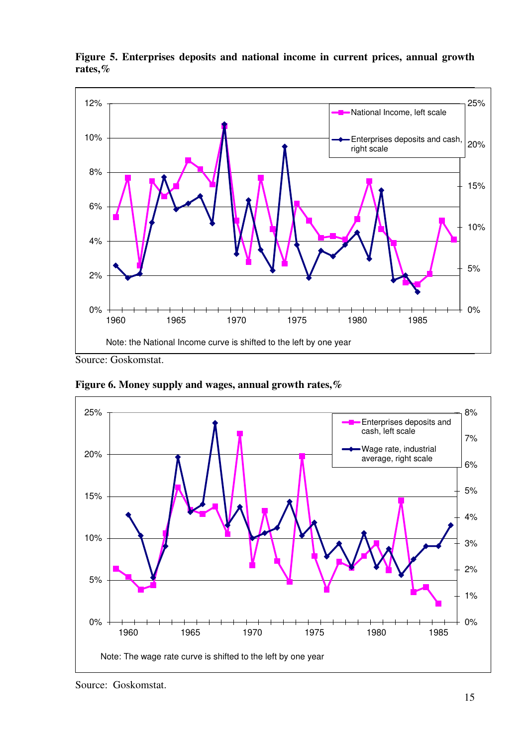**Figure 5. Enterprises deposits and national income in current prices, annual growth rates,%**

Note: the National Income curve is shifted to the left by one year

Source: Goskomstat.

**Figure 6. Money supply and wages, annual growth rates,%**

Note: The wage rate curve is shifted to the left by one year

Source: Goskomstat.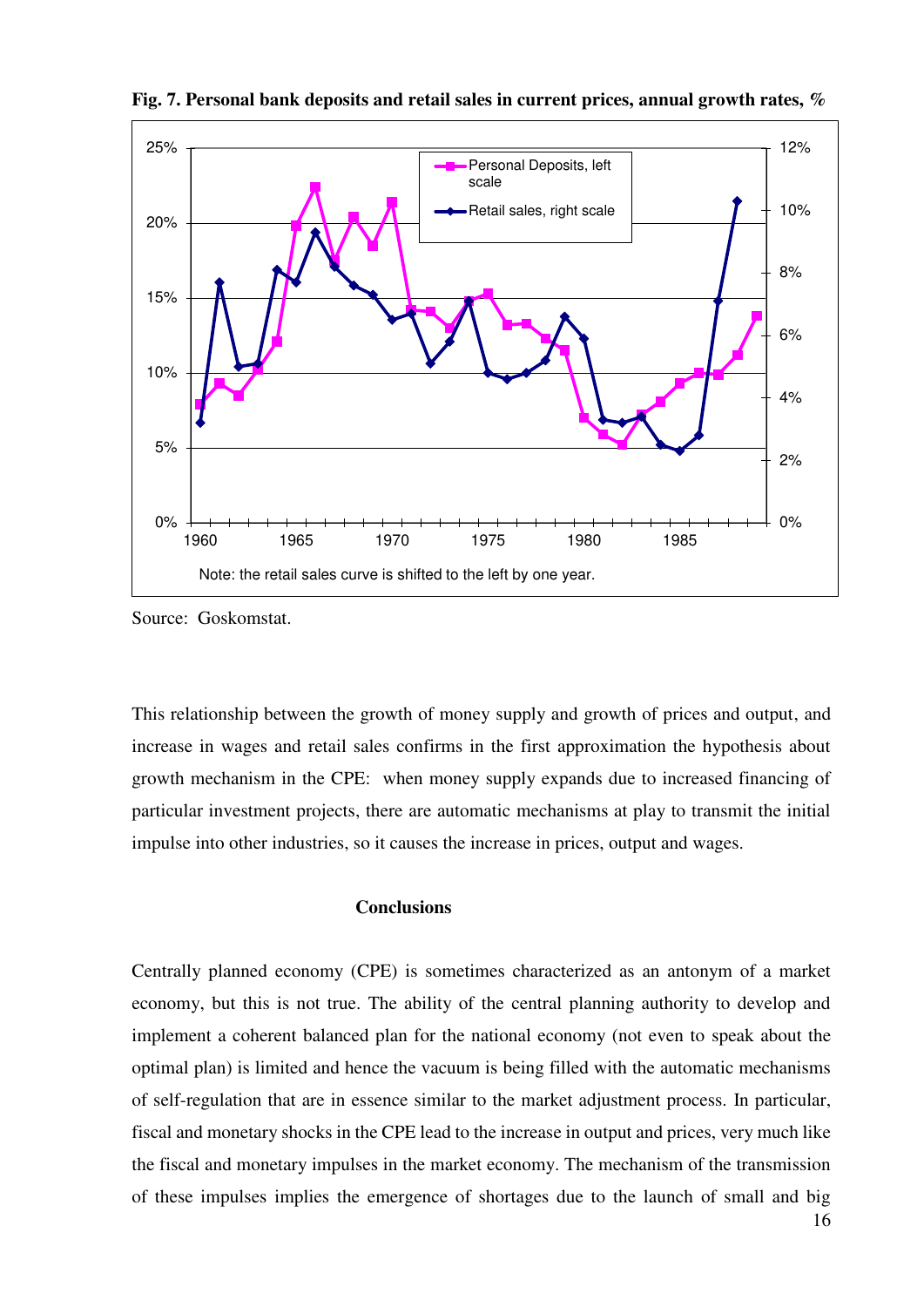**Fig. 7. Personal bank deposits and retail sales in current prices, annual growth rates, %**

Note: the retail sales curve is shifted to the left by one year.

Source: Goskomstat.

This relationship between the growth of money supply and growth of prices and output, and increase in wages and retail sales confirms in the first approximation the hypothesis about growth mechanism in the CPE: when money supply expands due to increased financing of particular investment projects, there are automatic mechanisms at play to transmit the initial impulse into other industries, so it causes the increase in prices, output and wages.

## Conclusions

Centrally planned economy (CPE) is sometimes characterized as an antonym of a market economy, but this is not true. The ability of the central planning authority to develop and implement a coherent balanced plan for the national economy (not even to speak about the optimal plan) is limited and hence the vacuum is being filled with the automatic mechanisms of self-regulation that are in essence similar to the market adjustment process. In particular, fiscal and monetary shocks in the CPE lead to the increase in output and prices, very much like the fiscal and monetary impulses in the market economy. The mechanism of the transmission of these impulses implies the emergence of shortages due to the launch of small and big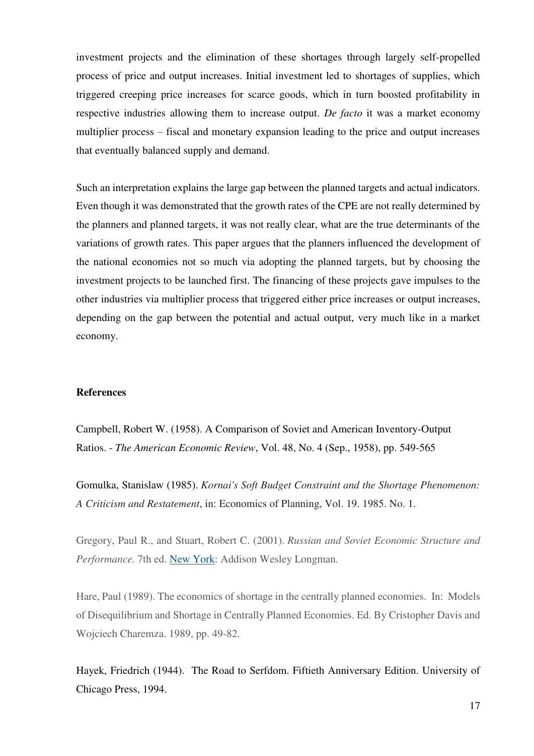investment projects and the elimination of these shortages through largely self-propelled process of price and output increases. Initial investment led to shortages of supplies, which triggered creeping price increases for scarce goods, which in turn boosted profitability in respective industries allowing them to increase output. *De facto* it was a market economy multiplier process – fiscal and monetary expansion leading to the price and output increases that eventually balanced supply and demand.

Such an interpretation explains the large gap between the planned targets and actual indicators. Even though it was demonstrated that the growth rates of the CPE are not really determined by the planners and planned targets, it was not really clear, what are the true determinants of the variations of growth rates. This paper argues that the planners influenced the development of the national economies not so much via adopting the planned targets, but by choosing the investment projects to be launched first. The financing of these projects gave impulses to the other industries via multiplier process that triggered either price increases or output increases, depending on the gap between the potential and actual output, very much like in a market economy.

**References**

Campbell, Robert W. (1958). A Comparison of Soviet and American Inventory-Output Ratios. - *The American Economic Review*, Vol. 48, No. 4 (Sep., 1958), pp. 549-565

Gomulka, Stanislaw (1985). *Kornai's Soft Budget Constraint and the Shortage Phenomenon: A Criticism and Restatement*, in: Economics of Planning, Vol. 19. 1985. No. 1.

Gregory, Paul R., and Stuart, Robert C. (2001). *Russian and Soviet Economic Structure and Performance.* 7th ed. New York: Addison Wesley Longman.

Hare, Paul (1989). The economics of shortage in the centrally planned economies. In: Models of Disequilibrium and Shortage in Centrally Planned Economies. Ed. By Cristopher Davis and Wojciech Charemza. 1989, pp. 49-82.

Hayek, Friedrich (1944). The Road to Serfdom. Fiftieth Anniversary Edition. University of Chicago Press, 1994.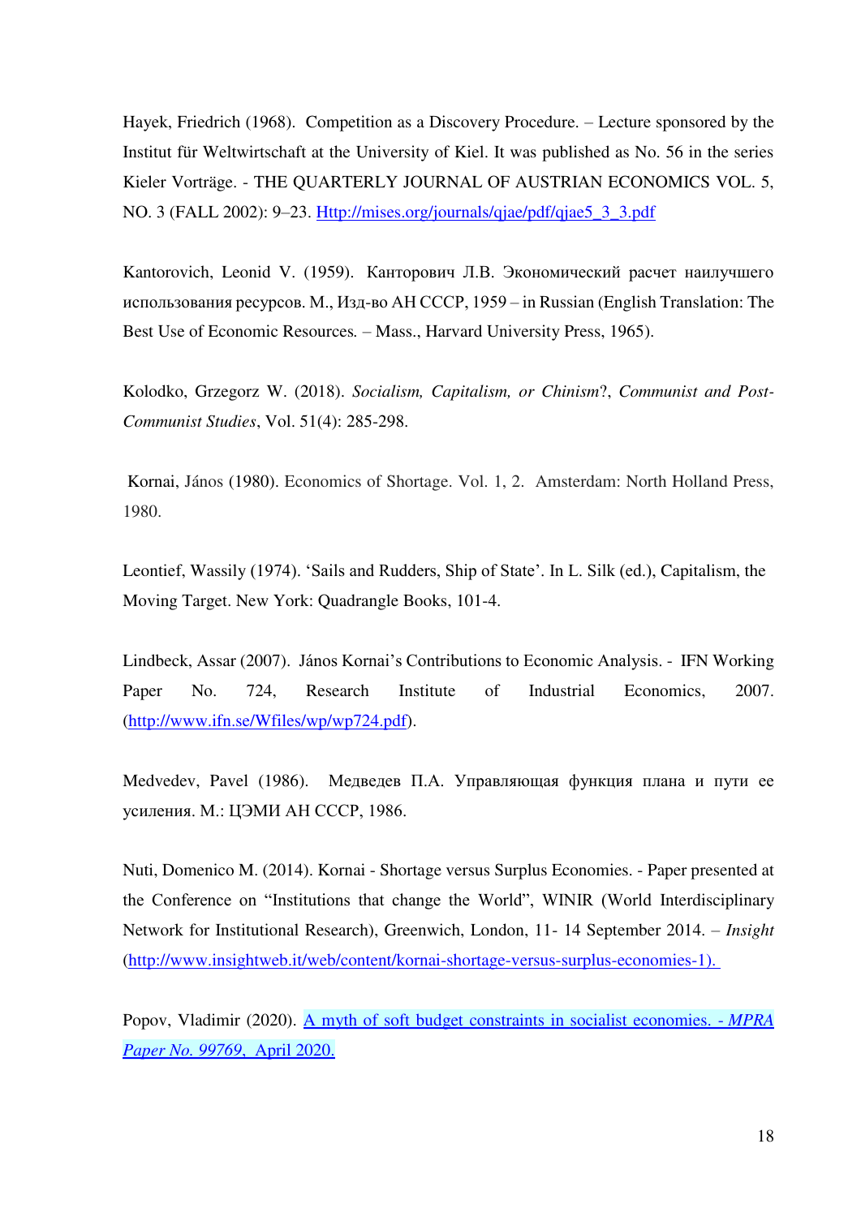Hayek, Friedrich (1968). Competition as a Discovery Procedure. – Lecture sponsored by the Institut für Weltwirtschaft at the University of Kiel. It was published as No. 56 in the series Kieler Vorträge. - THE QUARTERLY JOURNAL OF AUSTRIAN ECONOMICS VOL. 5, NO. 3 (FALL 2002): 9–23. Http://mises.org/journals/qjae/pdf/qjae5_3_3.pdf

Kantorovich, Leonid V. (1959). Канторович Л.В. Экономический расчет наилучшего использования ресурсов. М., Изд-во АН СССР, 1959 – in Russian (English Translation: The Best Use of Economic Resources. – Mass., Harvard University Press, 1965).

Kolodko, Grzegorz W. (2018). *Socialism, Capitalism, or Chinism*?, *Communist and Post-Communist Studies*, Vol. 51(4): 285-298.

Kornai, János (1980). Economics of Shortage. Vol. 1, 2. Amsterdam: North Holland Press, 1980.

Leontief, Wassily (1974). 'Sails and Rudders, Ship of State'. In L. Silk (ed.), Capitalism, the Moving Target. New York: Quadrangle Books, 101-4.

Lindbeck, Assar (2007). János Kornai's Contributions to Economic Analysis. - IFN Working Paper No. 724, Research Institute of Industrial Economics, 2007. (http://www.ifn.se/Wfiles/wp/wp724.pdf).

Medvedev, Pavel (1986). Медведев П.А. Управляющая функция плана и пути ее усиления. М.: ЦЭМИ АН СССР, 1986.

Nuti, Domenico M. (2014). Kornai - Shortage versus Surplus Economies. - Paper presented at the Conference on "Institutions that change the World", WINIR (World Interdisciplinary Network for Institutional Research), Greenwich, London, 11- 14 September 2014. – *Insight* (http://www.insightweb.it/web/content/kornai-shortage-versus-surplus-economies-1).

Popov, Vladimir (2020). A myth of soft budget constraints in socialist economies. - *MPRA Paper No. 99769*, April 2020.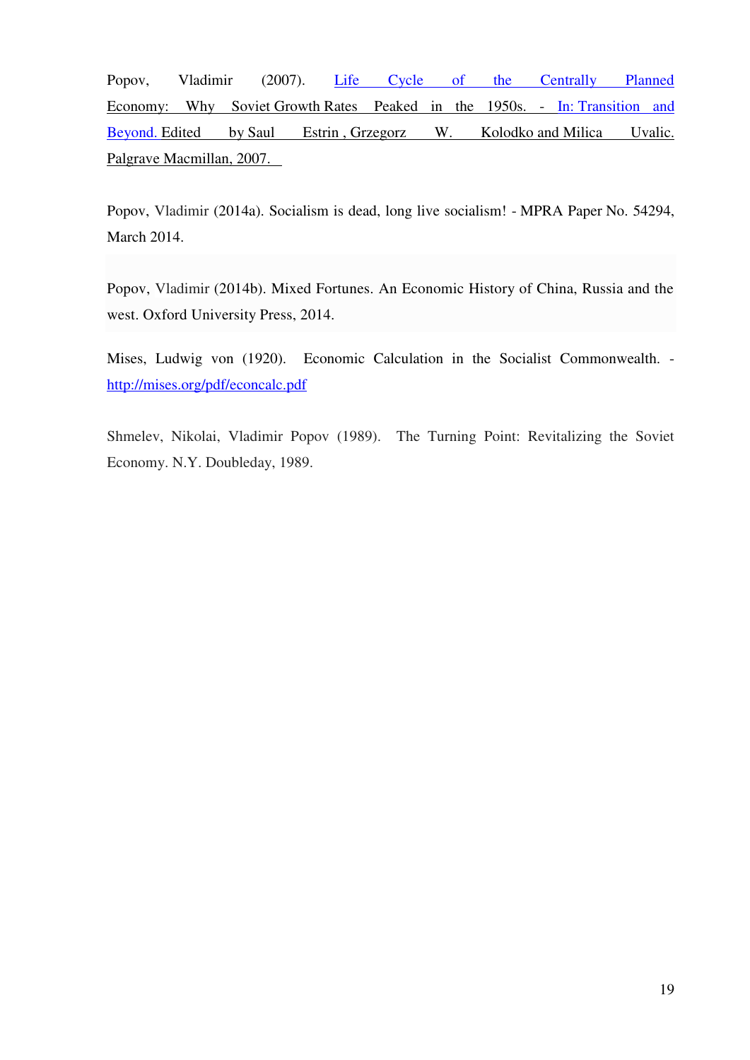Popov, Vladimir (2007). Life Cycle of the Centrally Planned Economy: Why Soviet Growth Rates Peaked in the 1950s. - In: Transition and Beyond. Edited by Saul Estrin, Grzegorz W. Kolodko and Milica Uvalic. Palgrave Macmillan, 2007.

Popov, Vladimir (2014a). Socialism is dead, long live socialism! - MPRA Paper No. 54294, March 2014.

Popov, Vladimir (2014b). Mixed Fortunes. An Economic History of China, Russia and the west. Oxford University Press, 2014.

Mises, Ludwig von (1920). Economic Calculation in the Socialist Commonwealth. - http://mises.org/pdf/econcalc.pdf

Shmelev, Nikolai, Vladimir Popov (1989). The Turning Point: Revitalizing the Soviet Economy. N.Y. Doubleday, 1989.